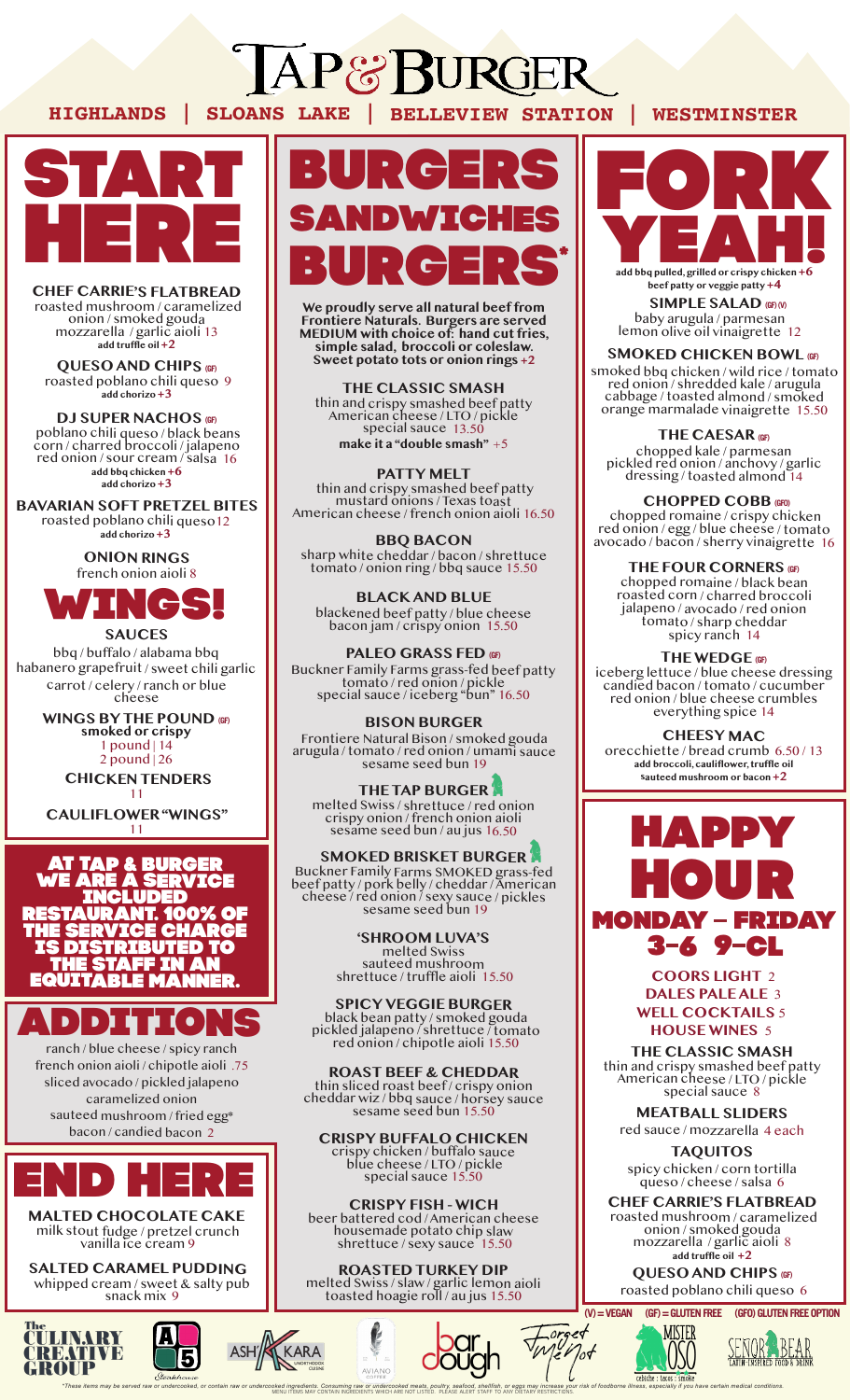# TAP & BURGER

**HIGHLANDS | SLOANS LAKE | BELLEVIEW STATION | WESTMINSTER**

## START HERE

**CHEF CARRIE'S FLATBREAD**
roasted mushroom / caramelized onion / smoked gouda mozzarella / garlic aioli 13
**add truffle oil +2**

**QUESO AND CHIPS (GF)**
roasted poblano chili queso 9
**add chorizo +3**

**DJ SUPER NACHOS (GF)**
poblano chili queso / black beans corn / charred broccoli / jalapeno red onion / sour cream / salsa 16
**add bbq chicken +6**
**add chorizo +3**

**BAVARIAN SOFT PRETZEL BITES**
roasted poblano chili queso 12
**add chorizo +3**

**ONION RINGS**
french onion aioli 8

## WINGS!

**SAUCES**
bbq / buffalo / alabama bbq
habanero grapefruit / sweet chili garlic
carrot / celery / ranch or blue cheese

**WINGS BY THE POUND (GF)**
**smoked or crispy**
1 pound | 14
2 pound | 26

**CHICKEN TENDERS**
11

**CAULIFLOWER "WINGS"**
11

**AT TAP & BURGER WE ARE A SERVICE INCLUDED RESTAURANT. 100% OF THE SERVICE CHARGE IS DISTRIBUTED TO THE STAFF IN AN EQUITABLE MANNER.**

## ADDITIONS

ranch / blue cheese / spicy ranch
french onion aioli / chipotle aioli .75
sliced avocado / pickled jalapeno
caramelized onion
sauteed mushroom / fried egg*
bacon / candied bacon 2

## END HERE

**MALTED CHOCOLATE CAKE**
milk stout fudge / pretzel crunch vanilla ice cream 9

**SALTED CARAMEL PUDDING**
whipped cream / sweet & salty pub snack mix 9

## BURGERS SANDWICHES BURGERS*

**We proudly serve all natural beef from Frontiere Naturals. Burgers are served MEDIUM with choice of: hand cut fries, simple salad, broccoli or coleslaw. Sweet potato tots or onion rings +2**

**THE CLASSIC SMASH**
thin and crispy smashed beef patty American cheese / LTO / pickle special sauce 13.50
**make it a "double smash" +5**

**PATTY MELT**
thin and crispy smashed beef patty mustard onions / Texas toast American cheese / french onion aioli 16.50

**BBQ BACON**
sharp white cheddar / bacon / shrettuce tomato / onion ring / bbq sauce 15.50

**BLACK AND BLUE**
blackened beef patty / blue cheese bacon jam / crispy onion 15.50

**PALEO GRASS FED (GF)**
Buckner Family Farms grass-fed beef patty tomato / red onion / pickle special sauce / iceberg "bun" 16.50

**BISON BURGER**
Frontiere Natural Bison / smoked gouda arugula / tomato / red onion / umami sauce sesame seed bun 19

**THE TAP BURGER**
melted Swiss / shrettuce / red onion crispy onion / french onion aioli sesame seed bun / au jus 16.50

**SMOKED BRISKET BURGER**
Buckner Family Farms SMOKED grass-fed beef patty / pork belly / cheddar / American cheese / red onion / sexy sauce / pickles sesame seed bun 19

**'SHROOM LUVA'S**
melted Swiss sauteed mushroom shrettuce / truffle aioli 15.50

**SPICY VEGGIE BURGER**
black bean patty / smoked gouda pickled jalapeno / shrettuce / tomato red onion / chipotle aioli 15.50

**ROAST BEEF & CHEDDAR**
thin sliced roast beef / crispy onion cheddar wiz / bbq sauce / horsey sauce sesame seed bun 15.50

**CRISPY BUFFALO CHICKEN**
crispy chicken / buffalo sauce blue cheese / LTO / pickle special sauce 15.50

**CRISPY FISH - WICH**
beer battered cod / American cheese housemade potato chip slaw shrettuce / sexy sauce 15.50

**ROASTED TURKEY DIP**
melted Swiss / slaw / garlic lemon aioli toasted hoagie roll / au jus 15.50

## FORK YEAH!

**add bbq pulled, grilled or crispy chicken +6**
**beef patty or veggie patty +4**

**SIMPLE SALAD (GF) (V)**
baby arugula / parmesan lemon olive oil vinaigrette 12

**SMOKED CHICKEN BOWL (GF)**
smoked bbq chicken / wild rice / tomato red onion / shredded kale / arugula cabbage / toasted almond / smoked orange marmalade vinaigrette 15.50

**THE CAESAR (GF)**
chopped kale / parmesan pickled red onion / anchovy / garlic dressing / toasted almond 14

**CHOPPED COBB (GFO)**
chopped romaine / crispy chicken red onion / egg / blue cheese / tomato avocado / bacon / sherry vinaigrette 16

**THE FOUR CORNERS (GF)**
chopped romaine / black bean roasted corn / charred broccoli jalapeno / avocado / red onion tomato / sharp cheddar spicy ranch 14

**THE WEDGE (GF)**
iceberg lettuce / blue cheese dressing candied bacon / tomato / cucumber red onion / blue cheese crumbles everything spice 14

**CHEESY MAC**
orecchiette / bread crumb 6.50 / 13
**add broccoli, cauliflower, truffle oil sauteed mushroom or bacon +2**

## HAPPY HOUR
### MONDAY – FRIDAY 3-6 9-CL

**COORS LIGHT** 2
**DALES PALE ALE** 3
**WELL COCKTAILS** 5
**HOUSE WINES** 5

**THE CLASSIC SMASH**
thin and crispy smashed beef patty American cheese / LTO / pickle special sauce 8

**MEATBALL SLIDERS**
red sauce / mozzarella 4 each

**TAQUITOS**
spicy chicken / corn tortilla queso / cheese / salsa 6

**CHEF CARRIE'S FLATBREAD**
roasted mushroom / caramelized onion / smoked gouda mozzarella / garlic aioli 8
**add truffle oil +2**

**QUESO AND CHIPS (GF)**
roasted poblano chili queso 6

**(V) = VEGAN (GF) = GLUTEN FREE (GFO) GLUTEN FREE OPTION**

The Culinary Creative Group | A5 Steakhouse | Ash'Kara | Aviano Coffee | Bar Dough | Forget Me Not | Mister Oso | Señor Bear

*These items may be served raw or undercooked, or contain raw or undercooked ingredients. Consuming raw or undercooked meats, poultry, seafood, shellfish, or eggs may increase your risk of foodborne illness, especially if you have certain medical conditions. MENU ITEMS MAY CONTAIN INGREDIENTS WHICH ARE NOT LISTED. PLEASE ALERT STAFF TO ANY DIETARY RESTRICTIONS.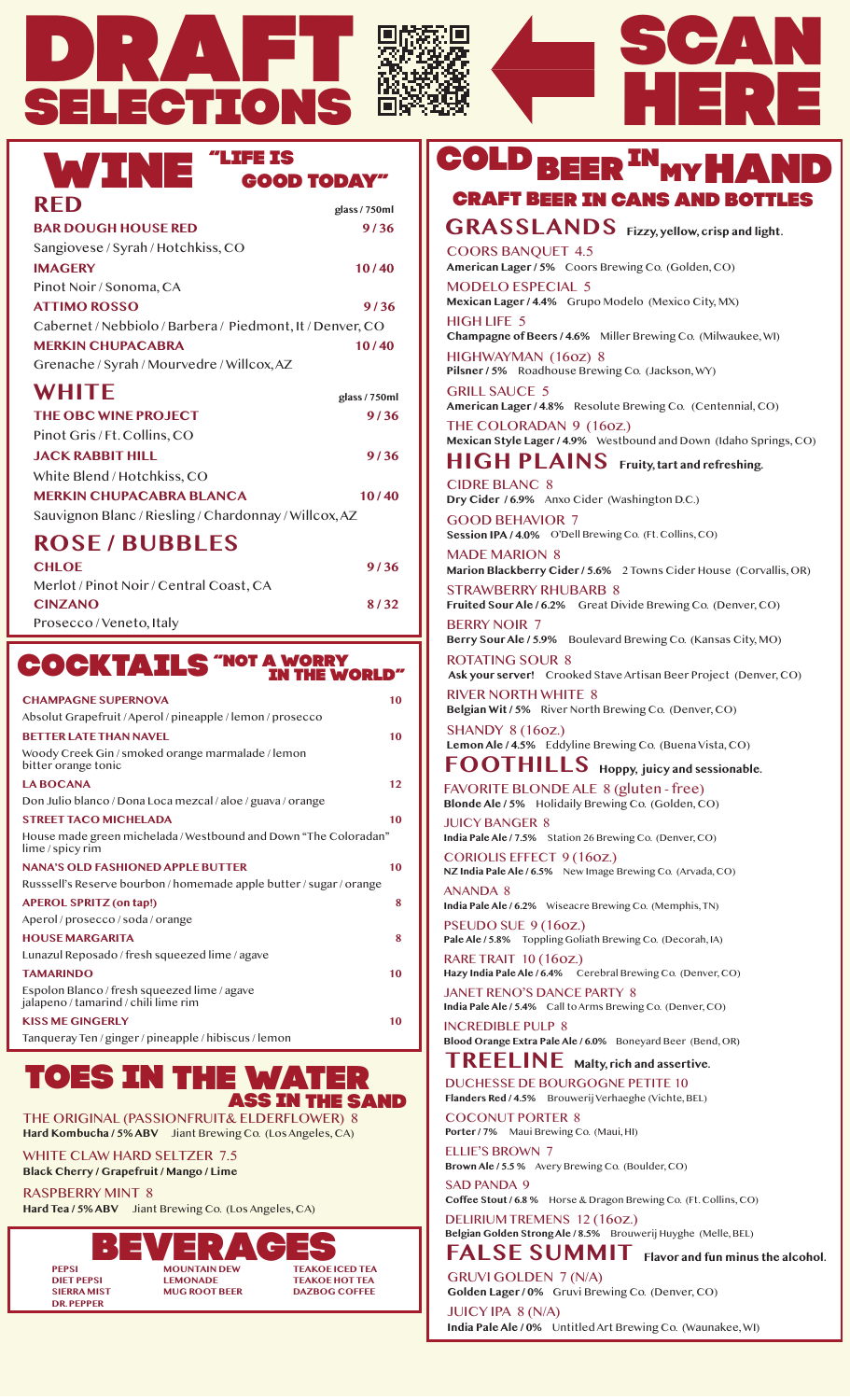# DRAFT SELECTIONS

# SCAN HERE

## WINE "LIFE IS GOOD TODAY"

### RED

| | glass / 750ml |
|---|---|
| **BAR DOUGH HOUSE RED** | 9 / 36 |
| Sangiovese / Syrah / Hotchkiss, CO | |
| **IMAGERY** | 10 / 40 |
| Pinot Noir / Sonoma, CA | |
| **ATTIMO ROSSO** | 9 / 36 |
| Cabernet / Nebbiolo / Barbera / Piedmont, It / Denver, CO | |
| **MERKIN CHUPACABRA** | 10 / 40 |
| Grenache / Syrah / Mourvedre / Willcox, AZ | |

### WHITE

| | glass / 750ml |
|---|---|
| **THE OBC WINE PROJECT** | 9 / 36 |
| Pinot Gris / Ft. Collins, CO | |
| **JACK RABBIT HILL** | 9 / 36 |
| White Blend / Hotchkiss, CO | |
| **MERKIN CHUPACABRA BLANCA** | 10 / 40 |
| Sauvignon Blanc / Riesling / Chardonnay / Willcox, AZ | |

### ROSE / BUBBLES

| | |
|---|---|
| **CHLOE** | 9 / 36 |
| Merlot / Pinot Noir / Central Coast, CA | |
| **CINZANO** | 8 / 32 |
| Prosecco / Veneto, Italy | |

## COCKTAILS "NOT A WORRY IN THE WORLD"

**CHAMPAGNE SUPERNOVA** 10
Absolut Grapefruit / Aperol / pineapple / lemon / prosecco

**BETTER LATE THAN NAVEL** 10
Woody Creek Gin / smoked orange marmalade / lemon bitter orange tonic

**LA BOCANA** 12
Don Julio blanco / Dona Loca mezcal / aloe / guava / orange

**STREET TACO MICHELADA** 10
House made green michelada / Westbound and Down "The Coloradan" lime / spicy rim

**NANA'S OLD FASHIONED APPLE BUTTER** 10
Russsell's Reserve bourbon / homemade apple butter / sugar / orange

**APEROL SPRITZ (on tap!)** 8
Aperol / prosecco / soda / orange

**HOUSE MARGARITA** 8
Lunazul Reposado / fresh squeezed lime / agave

**TAMARINDO** 10
Espolon Blanco / fresh squeezed lime / agave jalapeno / tamarind / chili lime rim

**KISS ME GINGERLY** 10
Tanqueray Ten / ginger / pineapple / hibiscus / lemon

## TOES IN THE WATER ASS IN THE SAND

THE ORIGINAL (PASSIONFRUIT& ELDERFLOWER) 8
**Hard Kombucha / 5% ABV** Jiant Brewing Co. (Los Angeles, CA)

WHITE CLAW HARD SELTZER 7.5
**Black Cherry / Grapefruit / Mango / Lime**

RASPBERRY MINT 8
**Hard Tea / 5% ABV** Jiant Brewing Co. (Los Angeles, CA)

## BEVERAGES

**PEPSI**
**DIET PEPSI**
**SIERRA MIST**
**DR. PEPPER**
**MOUNTAIN DEW**
**LEMONADE**
**MUG ROOT BEER**
**TEAKOE ICED TEA**
**TEAKOE HOT TEA**
**DAZBOG COFFEE**

## COLD BEER IN MY HAND

### CRAFT BEER IN CANS AND BOTTLES

### GRASSLANDS — Fizzy, yellow, crisp and light.

COORS BANQUET 4.5
**American Lager / 5%** Coors Brewing Co. (Golden, CO)

MODELO ESPECIAL 5
**Mexican Lager / 4.4%** Grupo Modelo (Mexico City, MX)

HIGH LIFE 5
**Champagne of Beers / 4.6%** Miller Brewing Co. (Milwaukee, WI)

HIGHWAYMAN (16oz) 8
**Pilsner / 5%** Roadhouse Brewing Co. (Jackson, WY)

GRILL SAUCE 5
**American Lager / 4.8%** Resolute Brewing Co. (Centennial, CO)

THE COLORADAN 9 (16oz.)
**Mexican Style Lager / 4.9%** Westbound and Down (Idaho Springs, CO)

### HIGH PLAINS — Fruity, tart and refreshing.

CIDRE BLANC 8
**Dry Cider / 6.9%** Anxo Cider (Washington D.C.)

GOOD BEHAVIOR 7
**Session IPA / 4.0%** O'Dell Brewing Co. (Ft. Collins, CO)

MADE MARION 8
**Marion Blackberry Cider / 5.6%** 2 Towns Cider House (Corvallis, OR)

STRAWBERRY RHUBARB 8
**Fruited Sour Ale / 6.2%** Great Divide Brewing Co. (Denver, CO)

BERRY NOIR 7
**Berry Sour Ale / 5.9%** Boulevard Brewing Co. (Kansas City, MO)

ROTATING SOUR 8
**Ask your server!** Crooked Stave Artisan Beer Project (Denver, CO)

RIVER NORTH WHITE 8
**Belgian Wit / 5%** River North Brewing Co. (Denver, CO)

SHANDY 8 (16oz.)
**Lemon Ale / 4.5%** Eddyline Brewing Co. (Buena Vista, CO)

### FOOTHILLS — Hoppy, juicy and sessionable.

FAVORITE BLONDE ALE 8 (gluten - free)
**Blonde Ale / 5%** Holidaily Brewing Co. (Golden, CO)

JUICY BANGER 8
**India Pale Ale / 7.5%** Station 26 Brewing Co. (Denver, CO)

CORIOLIS EFFECT 9 (16oz.)
**NZ India Pale Ale / 6.5%** New Image Brewing Co. (Arvada, CO)

ANANDA 8
**India Pale Ale / 6.2%** Wiseacre Brewing Co. (Memphis, TN)

PSEUDO SUE 9 (16oz.)
**Pale Ale / 5.8%** Toppling Goliath Brewing Co. (Decorah, IA)

RARE TRAIT 10 (16oz.)
**Hazy India Pale Ale / 6.4%** Cerebral Brewing Co. (Denver, CO)

JANET RENO'S DANCE PARTY 8
**India Pale Ale / 5.4%** Call to Arms Brewing Co. (Denver, CO)

INCREDIBLE PULP 8
**Blood Orange Extra Pale Ale / 6.0%** Boneyard Beer (Bend, OR)

### TREELINE — Malty, rich and assertive.

DUCHESSE DE BOURGOGNE PETITE 10
**Flanders Red / 4.5%** Brouwerij Verhaeghe (Vichte, BEL)

COCONUT PORTER 8
**Porter / 7%** Maui Brewing Co. (Maui, HI)

ELLIE'S BROWN 7
**Brown Ale / 5.5 %** Avery Brewing Co. (Boulder, CO)

SAD PANDA 9
**Coffee Stout / 6.8 %** Horse & Dragon Brewing Co. (Ft. Collins, CO)

DELIRIUM TREMENS 12 (16oz.)
**Belgian Golden Strong Ale / 8.5%** Brouwerij Huyghe (Melle, BEL)

### FALSE SUMMIT — Flavor and fun minus the alcohol.

GRUVI GOLDEN 7 (N/A)
**Golden Lager / 0%** Gruvi Brewing Co. (Denver, CO)

JUICY IPA 8 (N/A)
**India Pale Ale / 0%** Untitled Art Brewing Co. (Waunakee, WI)